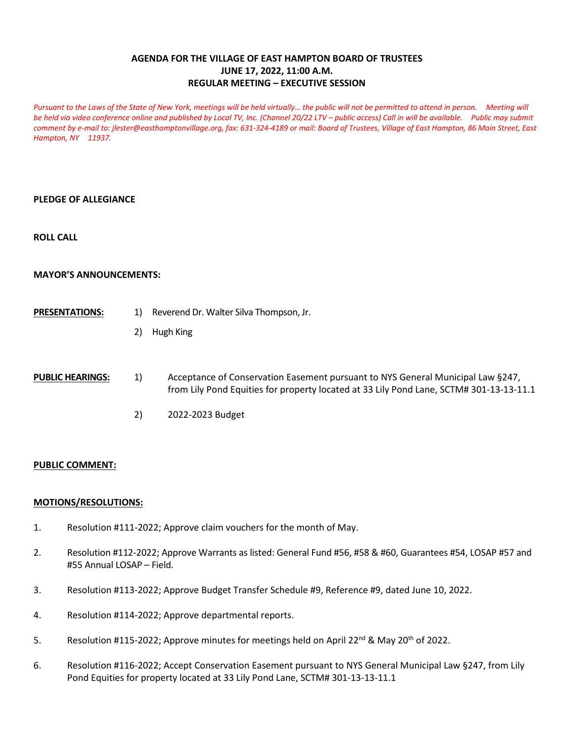# AGENDA FOR THE VILLAGE OF EAST HAMPTON BOARD OF TRUSTEES
## JUNE 17, 2022, 11:00 A.M.
## REGULAR MEETING – EXECUTIVE SESSION

*Pursuant to the Laws of the State of New York, meetings will be held virtually… the public will not be permitted to attend in person. Meeting will be held via video conference online and published by Local TV, Inc. (Channel 20/22 LTV – public access) Call in will be available. Public may submit comment by e-mail to: jlester@easthamptonvillage.org, fax: 631-324-4189 or mail: Board of Trustees, Village of East Hampton, 86 Main Street, East Hampton, NY 11937.*

**PLEDGE OF ALLEGIANCE**

**ROLL CALL**

**MAYOR'S ANNOUNCEMENTS:**

**PRESENTATIONS:**

1) Reverend Dr. Walter Silva Thompson, Jr.
2) Hugh King

**PUBLIC HEARINGS:**

1) Acceptance of Conservation Easement pursuant to NYS General Municipal Law §247, from Lily Pond Equities for property located at 33 Lily Pond Lane, SCTM# 301-13-13-11.1
2) 2022-2023 Budget

**PUBLIC COMMENT:**

**MOTIONS/RESOLUTIONS:**

1. Resolution #111-2022; Approve claim vouchers for the month of May.
2. Resolution #112-2022; Approve Warrants as listed: General Fund #56, #58 & #60, Guarantees #54, LOSAP #57 and #55 Annual LOSAP – Field.
3. Resolution #113-2022; Approve Budget Transfer Schedule #9, Reference #9, dated June 10, 2022.
4. Resolution #114-2022; Approve departmental reports.
5. Resolution #115-2022; Approve minutes for meetings held on April 22nd & May 20th of 2022.
6. Resolution #116-2022; Accept Conservation Easement pursuant to NYS General Municipal Law §247, from Lily Pond Equities for property located at 33 Lily Pond Lane, SCTM# 301-13-13-11.1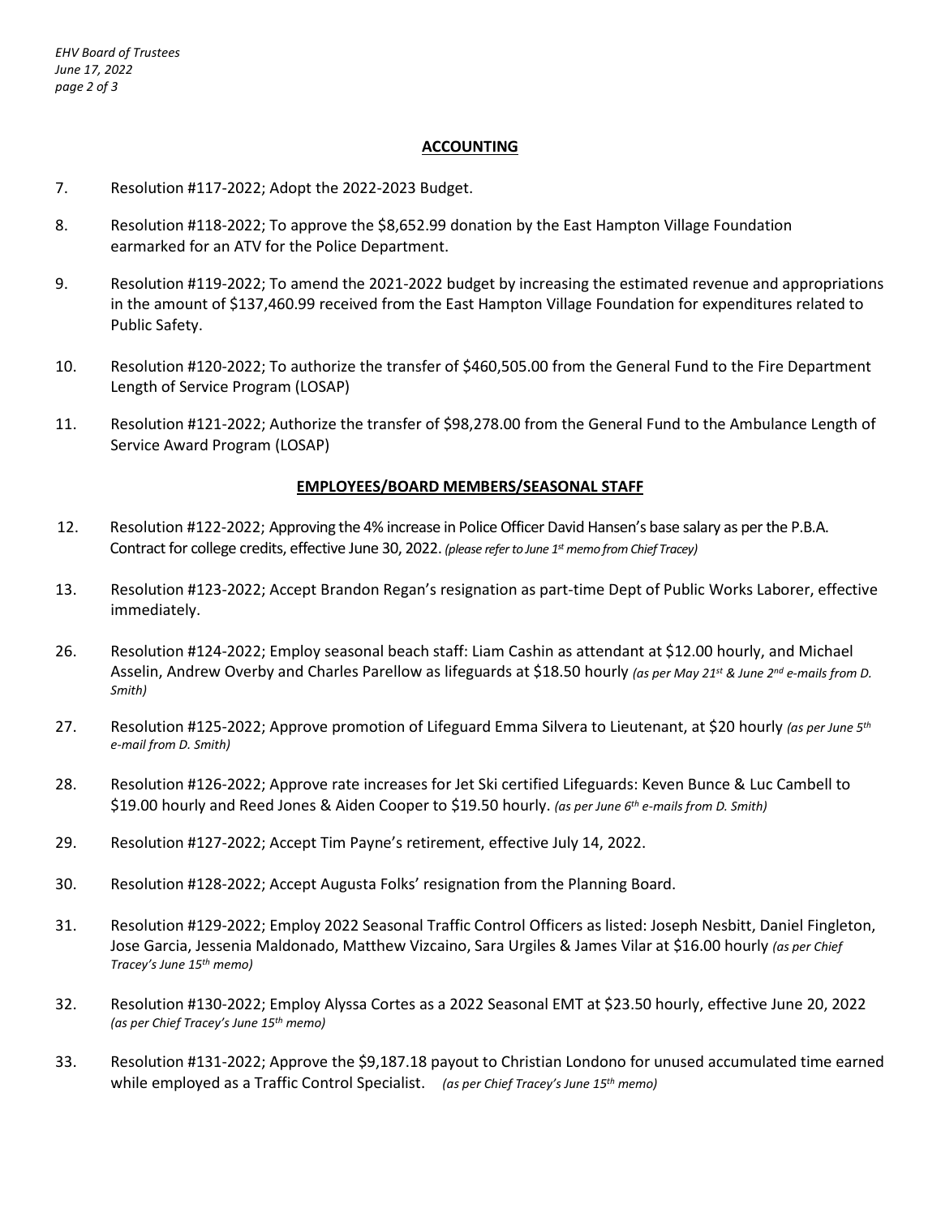## ACCOUNTING

7. Resolution #117-2022; Adopt the 2022-2023 Budget.

8. Resolution #118-2022; To approve the $8,652.99 donation by the East Hampton Village Foundation earmarked for an ATV for the Police Department.

9. Resolution #119-2022; To amend the 2021-2022 budget by increasing the estimated revenue and appropriations in the amount of $137,460.99 received from the East Hampton Village Foundation for expenditures related to Public Safety.

10. Resolution #120-2022; To authorize the transfer of $460,505.00 from the General Fund to the Fire Department Length of Service Program (LOSAP)

11. Resolution #121-2022; Authorize the transfer of $98,278.00 from the General Fund to the Ambulance Length of Service Award Program (LOSAP)

## EMPLOYEES/BOARD MEMBERS/SEASONAL STAFF

12. Resolution #122-2022; Approving the 4% increase in Police Officer David Hansen's base salary as per the P.B.A. Contract for college credits, effective June 30, 2022. *(please refer to June 1st memo from Chief Tracey)*

13. Resolution #123-2022; Accept Brandon Regan's resignation as part-time Dept of Public Works Laborer, effective immediately.

26. Resolution #124-2022; Employ seasonal beach staff: Liam Cashin as attendant at $12.00 hourly, and Michael Asselin, Andrew Overby and Charles Parellow as lifeguards at $18.50 hourly *(as per May 21st & June 2nd e-mails from D. Smith)*

27. Resolution #125-2022; Approve promotion of Lifeguard Emma Silvera to Lieutenant, at $20 hourly *(as per June 5th e-mail from D. Smith)*

28. Resolution #126-2022; Approve rate increases for Jet Ski certified Lifeguards: Keven Bunce & Luc Cambell to $19.00 hourly and Reed Jones & Aiden Cooper to $19.50 hourly. *(as per June 6th e-mails from D. Smith)*

29. Resolution #127-2022; Accept Tim Payne's retirement, effective July 14, 2022.

30. Resolution #128-2022; Accept Augusta Folks' resignation from the Planning Board.

31. Resolution #129-2022; Employ 2022 Seasonal Traffic Control Officers as listed: Joseph Nesbitt, Daniel Fingleton, Jose Garcia, Jessenia Maldonado, Matthew Vizcaino, Sara Urgiles & James Vilar at $16.00 hourly *(as per Chief Tracey's June 15th memo)*

32. Resolution #130-2022; Employ Alyssa Cortes as a 2022 Seasonal EMT at $23.50 hourly, effective June 20, 2022 *(as per Chief Tracey's June 15th memo)*

33. Resolution #131-2022; Approve the $9,187.18 payout to Christian Londono for unused accumulated time earned while employed as a Traffic Control Specialist. *(as per Chief Tracey's June 15th memo)*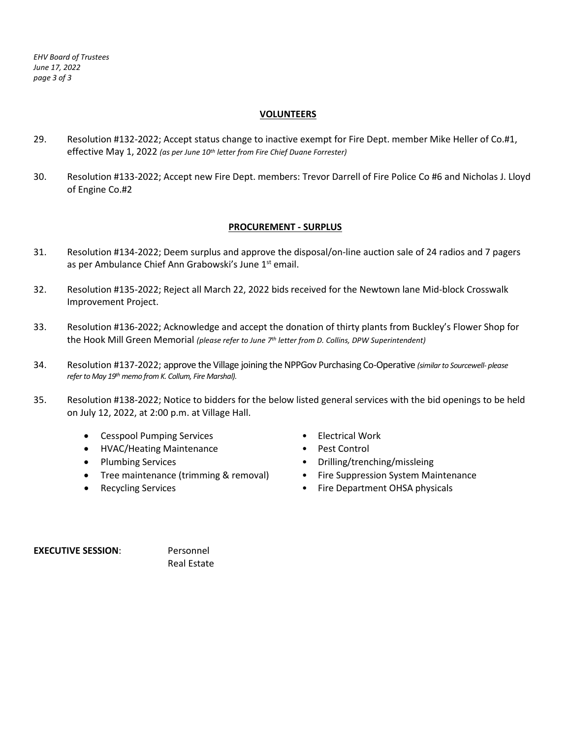## VOLUNTEERS

29. Resolution #132-2022; Accept status change to inactive exempt for Fire Dept. member Mike Heller of Co.#1, effective May 1, 2022 *(as per June 10th letter from Fire Chief Duane Forrester)*

30. Resolution #133-2022; Accept new Fire Dept. members: Trevor Darrell of Fire Police Co #6 and Nicholas J. Lloyd of Engine Co.#2

## PROCUREMENT - SURPLUS

31. Resolution #134-2022; Deem surplus and approve the disposal/on-line auction sale of 24 radios and 7 pagers as per Ambulance Chief Ann Grabowski's June 1st email.

32. Resolution #135-2022; Reject all March 22, 2022 bids received for the Newtown lane Mid-block Crosswalk Improvement Project.

33. Resolution #136-2022; Acknowledge and accept the donation of thirty plants from Buckley's Flower Shop for the Hook Mill Green Memorial *(please refer to June 7th letter from D. Collins, DPW Superintendent)*

34. Resolution #137-2022; approve the Village joining the NPPGov Purchasing Co-Operative *(similar to Sourcewell- please refer to May 19th memo from K. Collum, Fire Marshal).*

35. Resolution #138-2022; Notice to bidders for the below listed general services with the bid openings to be held on July 12, 2022, at 2:00 p.m. at Village Hall.

    - Cesspool Pumping Services
    - HVAC/Heating Maintenance
    - Plumbing Services
    - Tree maintenance (trimming & removal)
    - Recycling Services
    - Electrical Work
    - Pest Control
    - Drilling/trenching/missleing
    - Fire Suppression System Maintenance
    - Fire Department OHSA physicals

**EXECUTIVE SESSION**: Personnel
Real Estate